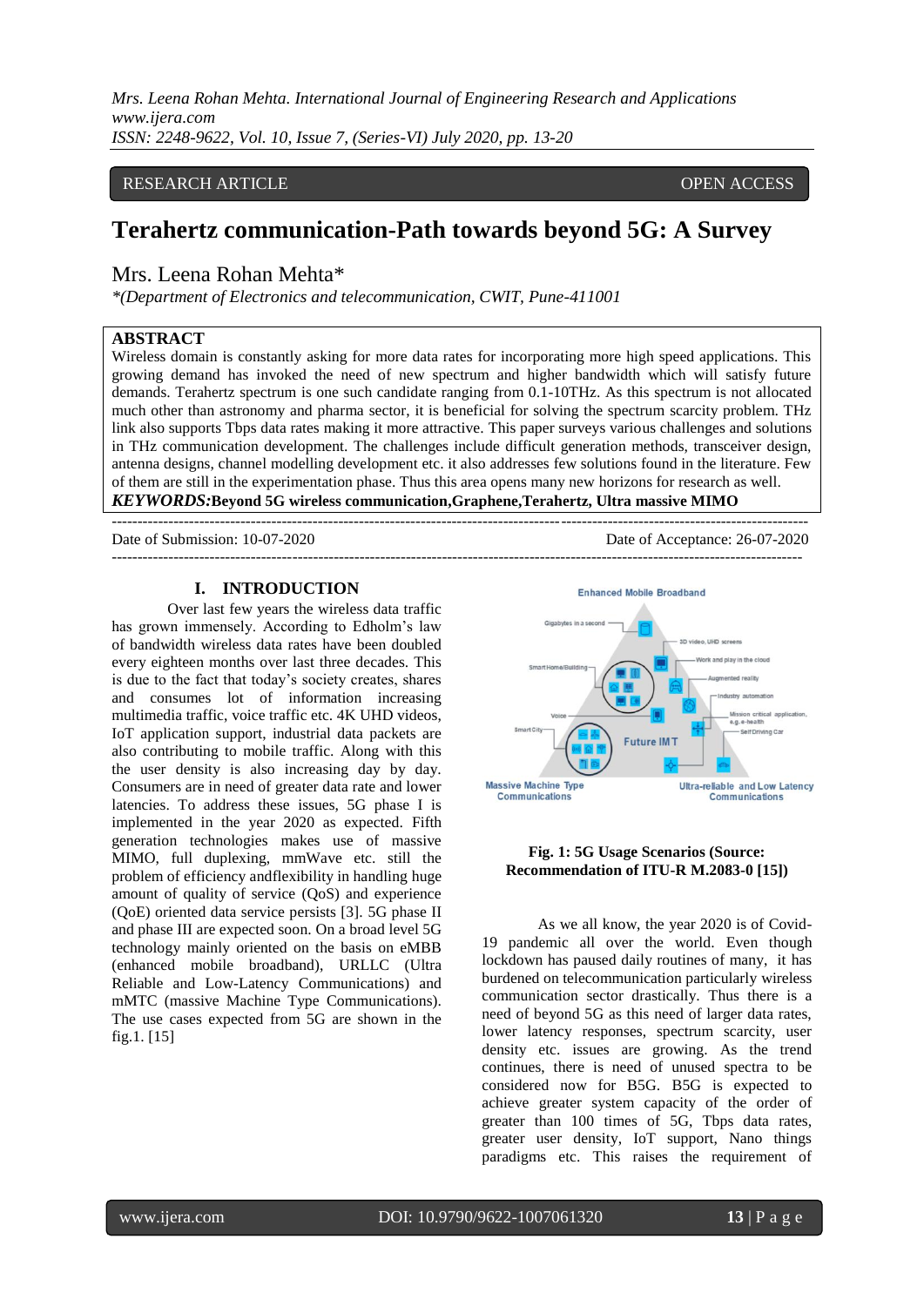RESEARCH ARTICLE OPEN ACCESS

# Terahertz communication-Path towards beyond 5G: A Survey

Mrs. Leena Rohan Mehta*

*(Department of Electronics and telecommunication, CWIT, Pune-411001

## ABSTRACT

Wireless domain is constantly asking for more data rates for incorporating more high speed applications. This growing demand has invoked the need of new spectrum and higher bandwidth which will satisfy future demands. Terahertz spectrum is one such candidate ranging from 0.1-10THz. As this spectrum is not allocated much other than astronomy and pharma sector, it is beneficial for solving the spectrum scarcity problem. THz link also supports Tbps data rates making it more attractive. This paper surveys various challenges and solutions in THz communication development. The challenges include difficult generation methods, transceiver design, antenna designs, channel modelling development etc. it also addresses few solutions found in the literature. Few of them are still in the experimentation phase. Thus this area opens many new horizons for research as well.

***KEYWORDS:*** **Beyond 5G wireless communication,Graphene,Terahertz, Ultra massive MIMO**

---

Date of Submission: 10-07-2020 Date of Acceptance: 26-07-2020

---

## I. INTRODUCTION

Over last few years the wireless data traffic has grown immensely. According to Edholm's law of bandwidth wireless data rates have been doubled every eighteen months over last three decades. This is due to the fact that today's society creates, shares and consumes lot of information increasing multimedia traffic, voice traffic etc. 4K UHD videos, IoT application support, industrial data packets are also contributing to mobile traffic. Along with this the user density is also increasing day by day. Consumers are in need of greater data rate and lower latencies. To address these issues, 5G phase I is implemented in the year 2020 as expected. Fifth generation technologies makes use of massive MIMO, full duplexing, mmWave etc. still the problem of efficiency andflexibility in handling huge amount of quality of service (QoS) and experience (QoE) oriented data service persists [3]. 5G phase II and phase III are expected soon. On a broad level 5G technology mainly oriented on the basis on eMBB (enhanced mobile broadband), URLLC (Ultra Reliable and Low-Latency Communications) and mMTC (massive Machine Type Communications). The use cases expected from 5G are shown in the fig.1. [15]

Enhanced Mobile Broadband

Gigabytes in a second

3D video, UHD screens

Work and play in the cloud

Smart Home/Building

Augmented reality

Industry automation

Voice

Mission critical application, e.g. e-health

Smart City

Self Driving Car

Future IMT

Massive Machine Type Communications

Ultra-reliable and Low Latency Communications

**Fig. 1: 5G Usage Scenarios (Source: Recommendation of ITU-R M.2083-0 [15])**

As we all know, the year 2020 is of Covid-19 pandemic all over the world. Even though lockdown has paused daily routines of many, it has burdened on telecommunication sector drastically. Thus there is a need of beyond 5G as this need of larger data rates, lower latency responses, spectrum scarcity, user density etc. issues are growing. As the trend continues, there is need of unused spectra to be considered now for B5G. B5G is expected to achieve greater system capacity of the order of greater than 100 times of 5G, Tbps data rates, greater user density, IoT support, Nano things paradigms etc. This raises the requirement of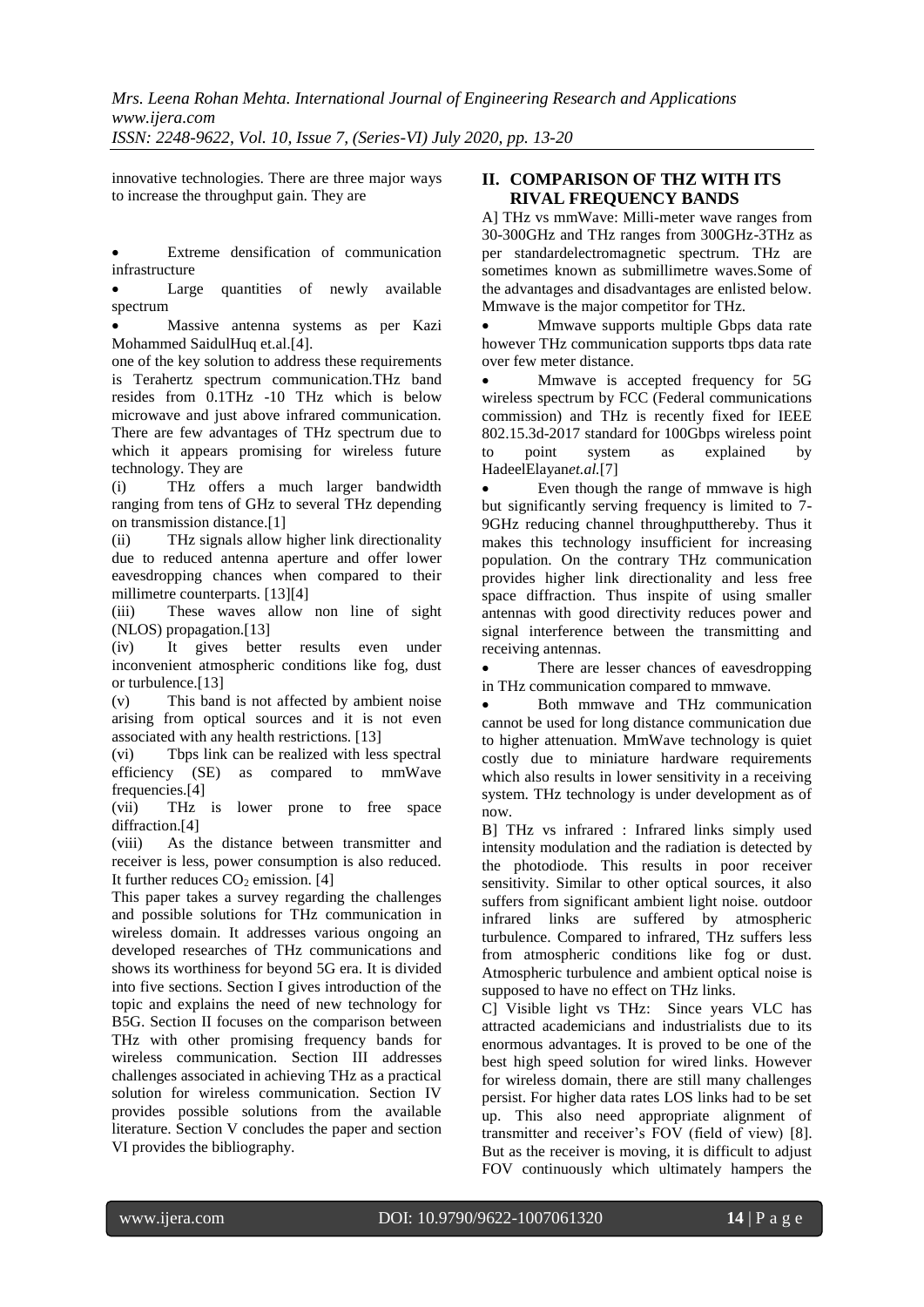innovative technologies. There are three major ways to increase the throughput gain. They are

- Extreme densification of communication infrastructure
- Large quantities of newly available spectrum
- Massive antenna systems as per Kazi Mohammed SaidulHuq et.al.[4].

one of the key solution to address these requirements is Terahertz spectrum communication.THz band resides from 0.1THz -10 THz which is below microwave and just above infrared communication. There are few advantages of THz spectrum due to which it appears promising for wireless future technology. They are

(i) THz offers a much larger bandwidth ranging from tens of GHz to several THz depending on transmission distance.[1]

(ii) THz signals allow higher link directionality due to reduced antenna aperture and offer lower eavesdropping chances when compared to their millimetre counterparts. [13][4]

(iii) These waves allow non line of sight (NLOS) propagation.[13]

(iv) It gives better results even under inconvenient atmospheric conditions like fog, dust or turbulence.[13]

(v) This band is not affected by ambient noise arising from optical sources and it is not even associated with any health restrictions. [13]

(vi) Tbps link can be realized with less spectral efficiency (SE) as compared to mmWave frequencies.[4]

(vii) THz is lower prone to free space diffraction.[4]

(viii) As the distance between transmitter and receiver is less, power consumption is also reduced. It further reduces $CO_2$ emission. [4]

This paper takes a survey regarding the challenges and possible solutions for THz communication in wireless domain. It addresses various ongoing an developed researches of THz communications and shows its worthiness for beyond 5G era. It is divided into five sections. Section I gives introduction of the topic and explains the need of new technology for B5G. Section II focuses on the comparison between THz with other promising frequency bands for wireless communication. Section III addresses challenges associated in achieving THz as a practical solution for wireless communication. Section IV provides possible solutions from the available literature. Section V concludes the paper and section VI provides the bibliography.

## II. COMPARISON OF THZ WITH ITS RIVAL FREQUENCY BANDS

A] THz vs mmWave: Milli-meter wave ranges from 30-300GHz and THz ranges from 300GHz-3THz as per standardelectromagnetic spectrum. THz are sometimes known as submillimetre waves.Some of the advantages and disadvantages are enlisted below. Mmwave is the major competitor for THz.

- Mmwave supports multiple Gbps data rate however THz communication supports tbps data rate over few meter distance.
- Mmwave is accepted frequency for 5G wireless spectrum by FCC (Federal communications commission) and THz is recently fixed for IEEE 802.15.3d-2017 standard for 100Gbps wireless point to point system as explained by HadeelElayan*et.al.*[7]
- Even though the range of mmwave is high but significantly serving frequency is limited to 7-9GHz reducing channel throughputthereby. Thus it makes this technology insufficient for increasing population. On the contrary THz communication provides higher link directionality and less free space diffraction. Thus inspite of using smaller antennas with good directivity reduces power and signal interference between the transmitting and receiving antennas.
- There are lesser chances of eavesdropping in THz communication compared to mmwave.
- Both mmwave and THz communication cannot be used for long distance communication due to higher attenuation. MmWave technology is quiet costly due to miniature hardware requirements which also results in lower sensitivity in a receiving system. THz technology is under development as of now.

B] THz vs infrared : Infrared links simply used intensity modulation and the radiation is detected by the photodiode. This results in poor receiver sensitivity. Similar to other optical sources, it also suffers from significant ambient light noise. outdoor infrared links are suffered by atmospheric turbulence. Compared to infrared, THz suffers less from atmospheric conditions like fog or dust. Atmospheric turbulence and ambient optical noise is supposed to have no effect on THz links.

C] Visible light vs THz: Since years VLC has attracted academicians and industrialists due to its enormous advantages. It is proved to be one of the best high speed solution for wired links. However for wireless domain, there are still many challenges persist. For higher data rates LOS links had to be set up. This also need appropriate alignment of transmitter and receiver's FOV (field of view) [8]. But as the receiver is moving, it is difficult to adjust FOV continuously which ultimately hampers the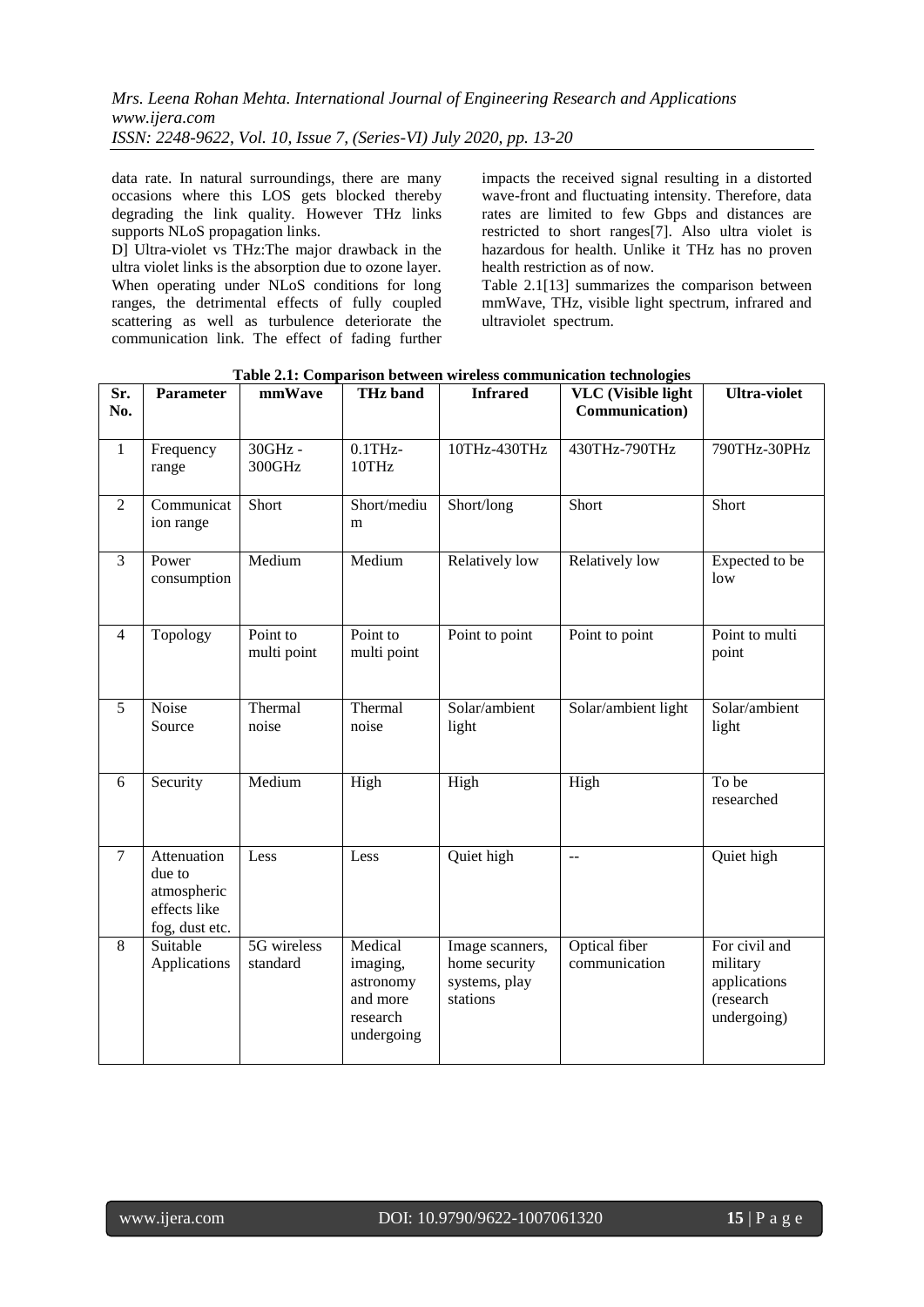data rate. In natural surroundings, there are many occasions where this LOS gets blocked thereby degrading the link quality. However THz links supports NLoS propagation links.

D] Ultra-violet vs THz:The major drawback in the ultra violet links is the absorption due to ozone layer. When operating under NLoS conditions for long ranges, the detrimental effects of fully coupled scattering as well as turbulence deteriorate the communication link. The effect of fading further impacts the received signal resulting in a distorted wave-front and fluctuating intensity. Therefore, data rates are limited to few Gbps and distances are restricted to short ranges[7]. Also ultra violet is hazardous for health. Unlike it THz has no proven health restriction as of now.

Table 2.1[13] summarizes the comparison between mmWave, THz, visible light spectrum, infrared and ultraviolet spectrum.

**Table 2.1: Comparison between wireless communication technologies**

| Sr. No. | Parameter | mmWave | THz band | Infrared | VLC (Visible light Communication) | Ultra-violet |
|---|---|---|---|---|---|---|
| 1 | Frequency range | 30GHz - 300GHz | 0.1THz-10THz | 10THz-430THz | 430THz-790THz | 790THz-30PHz |
| 2 | Communication range | Short | Short/medium | Short/long | Short | Short |
| 3 | Power consumption | Medium | Medium | Relatively low | Relatively low | Expected to be low |
| 4 | Topology | Point to multi point | Point to multi point | Point to point | Point to point | Point to multi point |
| 5 | Noise Source | Thermal noise | Thermal noise | Solar/ambient light | Solar/ambient light | Solar/ambient light |
| 6 | Security | Medium | High | High | High | To be researched |
| 7 | Attenuation due to atmospheric effects like fog, dust etc. | Less | Less | Quiet high | -- | Quiet high |
| 8 | Suitable Applications | 5G wireless standard | Medical imaging, astronomy and more research undergoing | Image scanners, home security systems, play stations | Optical fiber communication | For civil and military applications (research undergoing) |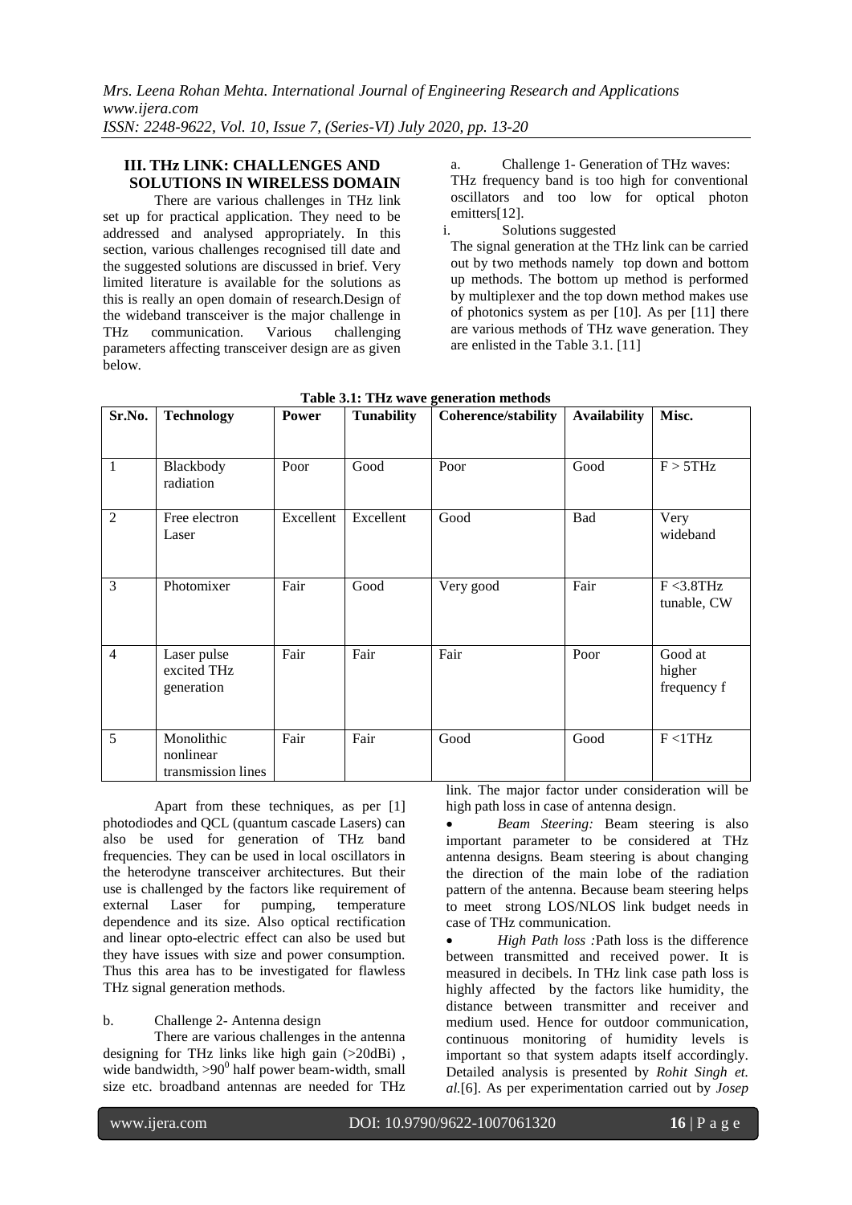## III. THz LINK: CHALLENGES AND SOLUTIONS IN WIRELESS DOMAIN

There are various challenges in THz link set up for practical application. They need to be addressed and analysed appropriately. In this section, various challenges recognised till date and the suggested solutions are discussed in brief. Very limited literature is available for the solutions as this is really an open domain of research.Design of the wideband transceiver is the major challenge in THz communication. Various challenging parameters affecting transceiver design are as given below.

a. Challenge 1- Generation of THz waves:

THz frequency band is too high for conventional oscillators and too low for optical photon emitters[12].

i. Solutions suggested

The signal generation at the THz link can be carried out by two methods namely top down and bottom up methods. The bottom up method is performed by multiplexer and the top down method makes use of photonics system as per [10]. As per [11] there are various methods of THz wave generation. They are enlisted in the Table 3.1. [11]

**Table 3.1: THz wave generation methods**

| Sr.No. | Technology | Power | Tunability | Coherence/stability | Availability | Misc. |
|---|---|---|---|---|---|---|
| 1 | Blackbody radiation | Poor | Good | Poor | Good | F > 5THz |
| 2 | Free electron Laser | Excellent | Excellent | Good | Bad | Very wideband |
| 3 | Photomixer | Fair | Good | Very good | Fair | F <3.8THz tunable, CW |
| 4 | Laser pulse excited THz generation | Fair | Fair | Fair | Poor | Good at higher frequency f |
| 5 | Monolithic nonlinear transmission lines | Fair | Fair | Good | Good | F <1THz |

Apart from these techniques, as per [1] photodiodes and QCL (quantum cascade Lasers) can also be used for generation of THz band frequencies. They can be used in local oscillators in the heterodyne transceiver architectures. But their use is challenged by the factors like requirement of external Laser for pumping, temperature dependence and its size. Also optical rectification and linear opto-electric effect can also be used but they have issues with size and power consumption. Thus this area has to be investigated for flawless THz signal generation methods.

b. Challenge 2- Antenna design

There are various challenges in the antenna designing for THz links like high gain (>20dBi), wide bandwidth, $>90^0$ half power beam-width, small size etc. broadband antennas are needed for THz link. The major factor under consideration will be high path loss in case of antenna design.

- *Beam Steering:* Beam steering is also important parameter to be considered at THz antenna designs. Beam steering is about changing the direction of the main lobe of the radiation pattern of the antenna. Because beam steering helps to meet strong LOS/NLOS link budget needs in case of THz communication.
- *High Path loss :*Path loss is the difference between transmitted and received power. It is measured in decibels. In THz link case path loss is highly affected by the factors like humidity, the distance between transmitter and receiver and medium used. Hence for outdoor communication, continuous monitoring of humidity levels is important so that system adapts itself accordingly. Detailed analysis is presented by *Rohit Singh et. al.*[6]. As per experimentation carried out by *Josep*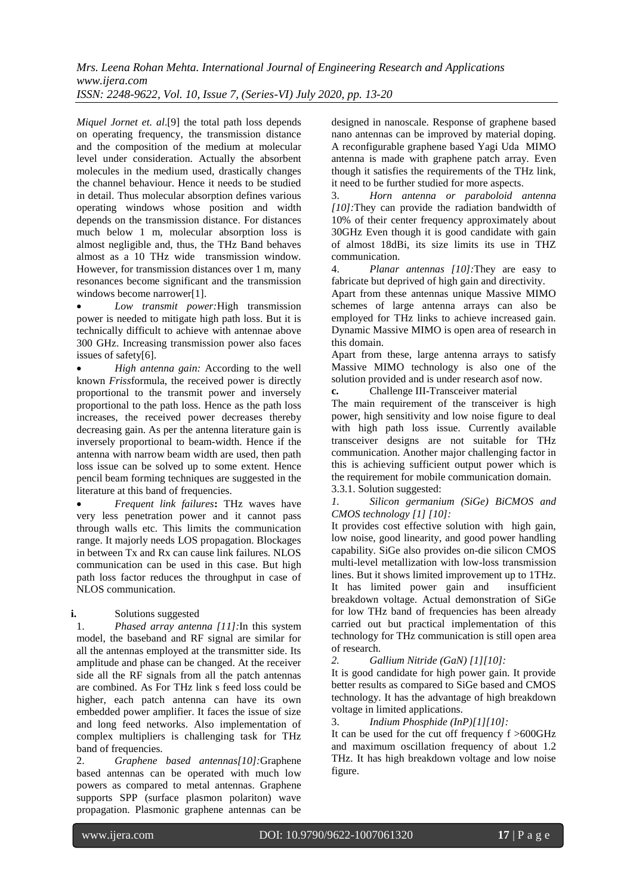*Miquel Jornet et. al*.[9] the total path loss depends on operating frequency, the transmission distance and the composition of the medium at molecular level under consideration. Actually the absorbent molecules in the medium used, drastically changes the channel behaviour. Hence it needs to be studied in detail. Thus molecular absorption defines various operating windows whose position and width depends on the transmission distance. For distances much below 1 m, molecular absorption loss is almost negligible and, thus, the THz Band behaves almost as a 10 THz wide transmission window. However, for transmission distances over 1 m, many resonances become significant and the transmission windows become narrower[1].

- *Low transmit power:*High transmission power is needed to mitigate high path loss. But it is technically difficult to achieve with antennae above 300 GHz. Increasing transmission power also faces issues of safety[6].
- *High antenna gain:* According to the well known *Friss*formula, the received power is directly proportional to the transmit power and inversely proportional to the path loss. Hence as the path loss increases, the received power decreases thereby decreasing gain. As per the antenna literature gain is inversely proportional to beam-width. Hence if the antenna with narrow beam width are used, then path loss issue can be solved up to some extent. Hence pencil beam forming techniques are suggested in the literature at this band of frequencies.
- *Frequent link failures***:** THz waves have very less penetration power and it cannot pass through walls etc. This limits the communication range. It majorly needs LOS propagation. Blockages in between Tx and Rx can cause link failures. NLOS communication can be used in this case. But high path loss factor reduces the throughput in case of NLOS communication.

**i.** Solutions suggested

1. *Phased array antenna [11]:*In this system model, the baseband and RF signal are similar for all the antennas employed at the transmitter side. Its amplitude and phase can be changed. At the receiver side all the RF signals from all the patch antennas are combined. As For THz link s feed loss could be higher, each patch antenna can have its own embedded power amplifier. It faces the issue of size and long feed networks. Also implementation of complex multipliers is challenging task for THz band of frequencies.
2. *Graphene based antennas[10]:*Graphene based antennas can be operated with much low powers as compared to metal antennas. Graphene supports SPP (surface plasmon polariton) wave propagation. Plasmonic graphene antennas can be designed in nanoscale. Response of graphene based nano antennas can be improved by material doping. A reconfigurable graphene based Yagi Uda MIMO antenna is made with graphene patch array. Even though it satisfies the requirements of the THz link, it need to be further studied for more aspects.
3. *Horn antenna or paraboloid antenna [10]:*They can provide the radiation bandwidth of 10% of their center frequency approximately about 30GHz Even though it is good candidate with gain of almost 18dBi, its size limits its use in THZ communication.
4. *Planar antennas [10]:*They are easy to fabricate but deprived of high gain and directivity.

Apart from these antennas unique Massive MIMO schemes of large antenna arrays can also be employed for THz links to achieve increased gain. Dynamic Massive MIMO is open area of research in this domain.

Apart from these, large antenna arrays to satisfy Massive MIMO technology is also one of the solution provided and is under research asof now.

**c.** Challenge III-Transceiver material

The main requirement of the transceiver is high power, high sensitivity and low noise figure to deal with high path loss issue. Currently available transceiver designs are not suitable for THz communication. Another major challenging factor in this is achieving sufficient output power which is the requirement for mobile communication domain.

3.3.1. Solution suggested:

*1. Silicon germanium (SiGe) BiCMOS and CMOS technology [1] [10]:*

It provides cost effective solution with high gain, low noise, good linearity, and good power handling capability. SiGe also provides on-die silicon CMOS multi-level metallization with low-loss transmission lines. But it shows limited improvement up to 1THz. It has limited power gain and insufficient breakdown voltage. Actual demonstration of SiGe for low THz band of frequencies has been already carried out but practical implementation of this technology for THz communication is still open area of research.

*2. Gallium Nitride (GaN) [1][10]:*

It is good candidate for high power gain. It provide better results as compared to SiGe based and CMOS technology. It has the advantage of high breakdown voltage in limited applications.

3. *Indium Phosphide (InP)[1][10]:*

It can be used for the cut off frequency f >600GHz and maximum oscillation frequency of about 1.2 THz. It has high breakdown voltage and low noise figure.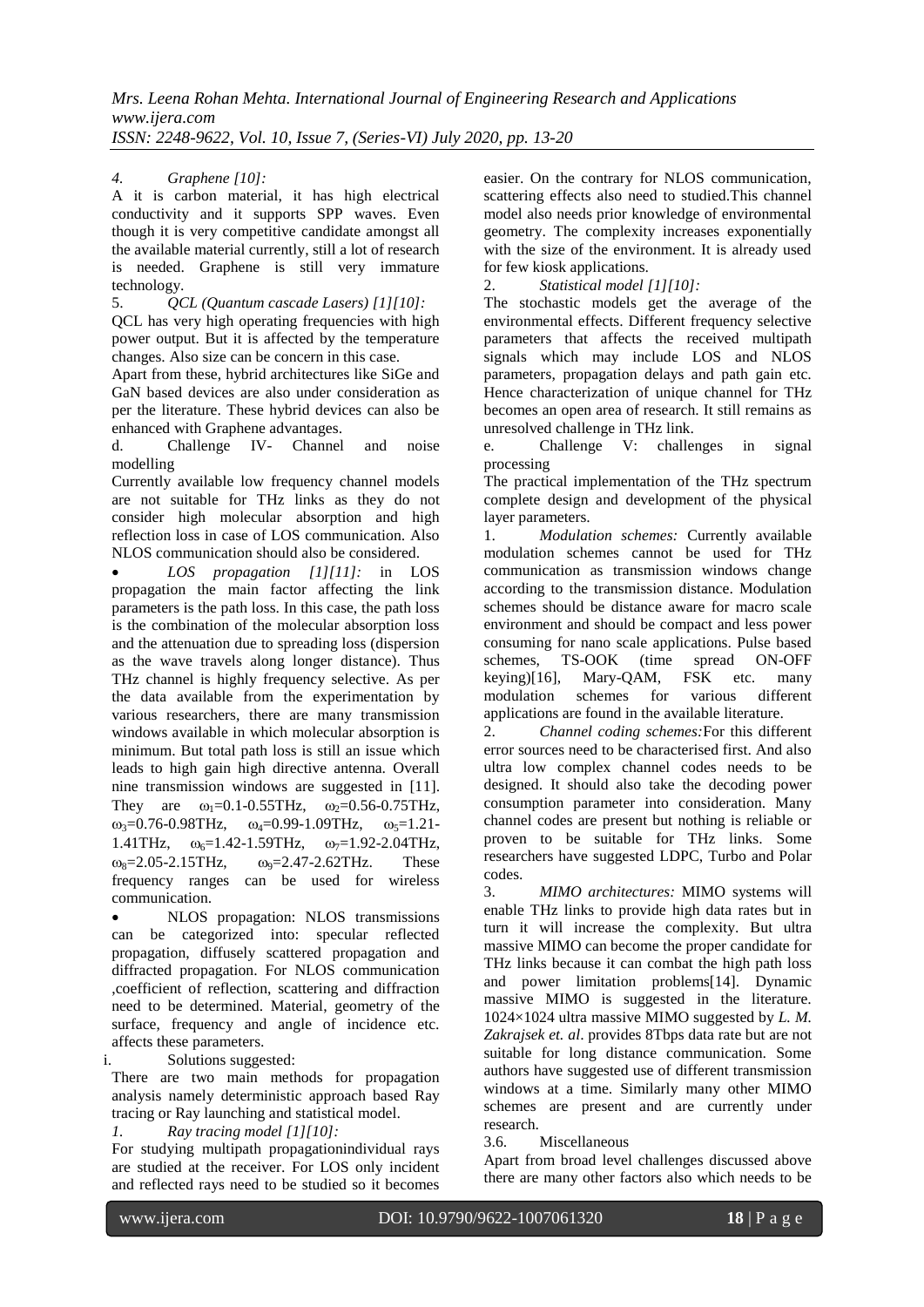*4. Graphene [10]:*

A it is carbon material, it has high electrical conductivity and it supports SPP waves. Even though it is very competitive candidate amongst all the available material currently, still a lot of research is needed. Graphene is still very immature technology.

5. *QCL (Quantum cascade Lasers) [1][10]:*

QCL has very high operating frequencies with high power output. But it is affected by the temperature changes. Also size can be concern in this case.

Apart from these, hybrid architectures like SiGe and GaN based devices are also under consideration as per the literature. These hybrid devices can also be enhanced with Graphene advantages.

d. Challenge IV- Channel and noise modelling

Currently available low frequency channel models are not suitable for THz links as they do not consider high molecular absorption and high reflection loss in case of LOS communication. Also NLOS communication should also be considered.

- *LOS propagation [1][11]:* in LOS propagation the main factor affecting the link parameters is the path loss. In this case, the path loss is the combination of the molecular absorption loss and the attenuation due to spreading loss (dispersion as the wave travels along longer distance). Thus THz channel is highly frequency selective. As per the data available from the experimentation by various researchers, there are many transmission windows available in which molecular absorption is minimum. But total path loss is still an issue which leads to high gain high directive antenna. Overall nine transmission windows are suggested in [11]. They are $\omega_1$=0.1-0.55THz, $\omega_2$=0.56-0.75THz, $\omega_3$=0.76-0.98THz, $\omega_4$=0.99-1.09THz, $\omega_5$=1.21-1.41THz, $\omega_6$=1.42-1.59THz, $\omega_7$=1.92-2.04THz, $\omega_8$=2.05-2.15THz, $\omega_9$=2.47-2.62THz. These frequency ranges can be used for wireless communication.
- NLOS propagation: NLOS transmissions can be categorized into: specular reflected propagation, diffusely scattered propagation and diffracted propagation. For NLOS communication ,coefficient of reflection, scattering and diffraction need to be determined. Material, geometry of the surface, frequency and angle of incidence etc. affects these parameters.

i. Solutions suggested:

There are two main methods for propagation analysis namely deterministic approach based Ray tracing or Ray launching and statistical model.

*1. Ray tracing model [1][10]:*

For studying multipath propagationindividual rays are studied at the receiver. For LOS only incident and reflected rays need to be studied so it becomes easier. On the contrary for NLOS communication, scattering effects also need to studied.This channel model also needs prior knowledge of environmental geometry. The complexity increases exponentially with the size of the environment. It is already used for few kiosk applications.

2. *Statistical model [1][10]:*

The stochastic models get the average of the environmental effects. Different frequency selective parameters that affects the received multipath signals which may include LOS and NLOS parameters, propagation delays and path gain etc. Hence characterization of unique channel for THz becomes an open area of research. It still remains as unresolved challenge in THz link.

e. Challenge V: challenges in signal processing

The practical implementation of the THz spectrum complete design and development of the physical layer parameters.

1. *Modulation schemes:* Currently available modulation schemes cannot be used for THz communication as transmission windows change according to the transmission distance. Modulation schemes should be distance aware for macro scale environment and should be compact and less power consuming for nano scale applications. Pulse based schemes, TS-OOK (time spread ON-OFF keying)[16], Mary-QAM, FSK etc. many modulation schemes for various different applications are found in the available literature.
2. *Channel coding schemes:*For this different error sources need to be characterised first. And also ultra low complex channel codes needs to be designed. It should also take the decoding power consumption parameter into consideration. Many channel codes are present but nothing is reliable or proven to be suitable for THz links. Some researchers have suggested LDPC, Turbo and Polar codes.
3. *MIMO architectures:* MIMO systems will enable THz links to provide high data rates but in turn it will increase the complexity. But ultra massive MIMO can become the proper candidate for THz links because it can combat the high path loss and power limitation problems[14]. Dynamic massive MIMO is suggested in the literature. 1024×1024 ultra massive MIMO suggested by *L. M. Zakrajsek et. al*. provides 8Tbps data rate but are not suitable for long distance communication. Some authors have suggested use of different transmission windows at a time. Similarly many other MIMO schemes are present and are currently under research.

3.6. Miscellaneous

Apart from broad level challenges discussed above there are many other factors also which needs to be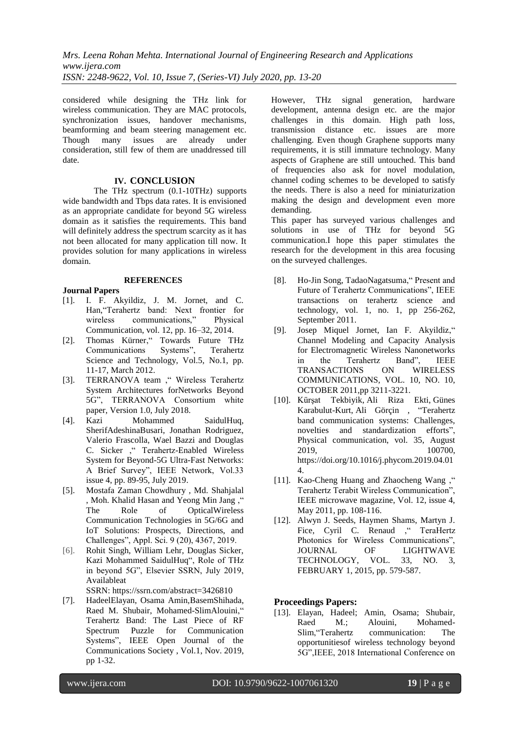considered while designing the THz link for wireless communication. They are MAC protocols, synchronization issues, handover mechanisms, beamforming and beam steering management etc. Though many issues are already under consideration, still few of them are unaddressed till date.

## IV. CONCLUSION

The THz spectrum (0.1-10THz) supports wide bandwidth and Tbps data rates. It is envisioned as an appropriate candidate for beyond 5G wireless domain as it satisfies the requirements. This band will definitely address the spectrum scarcity as it has not been allocated for many application till now. It provides solution for many applications in wireless domain.

However, THz signal generation, hardware development, antenna design etc. are the major challenges in this domain. High path loss, transmission distance etc. issues are more challenging. Even though Graphene supports many requirements, it is still immature technology. Many aspects of Graphene are still untouched. This band of frequencies also ask for novel modulation, channel coding schemes to be developed to satisfy the needs. There is also a need for miniaturization making the design and development even more demanding.

This paper has surveyed various challenges and solutions in use of THz for beyond 5G communication.I hope this paper stimulates the research for the development in this area focusing on the surveyed challenges.

## REFERENCES

### Journal Papers

[1]. I. F. Akyildiz, J. M. Jornet, and C. Han,"Terahertz band: Next frontier for wireless communications," Physical Communication, vol. 12, pp. 16–32, 2014.

[2]. Thomas Kürner," Towards Future THz Communications Systems", Terahertz Science and Technology, Vol.5, No.1, pp. 11-17, March 2012.

[3]. TERRANOVA team ," Wireless Terahertz System Architectures forNetworks Beyond 5G", TERRANOVA Consortium white paper, Version 1.0, July 2018.

[4]. Kazi Mohammed SaidulHuq, SherifAdeshinaBusari, Jonathan Rodriguez, Valerio Frascolla, Wael Bazzi and Douglas C. Sicker ," Terahertz-Enabled Wireless System for Beyond-5G Ultra-Fast Networks: A Brief Survey", IEEE Network, Vol.33 issue 4, pp. 89-95, July 2019.

[5]. Mostafa Zaman Chowdhury , Md. Shahjalal , Moh. Khalid Hasan and Yeong Min Jang ," The Role of OpticalWireless Communication Technologies in 5G/6G and IoT Solutions: Prospects, Directions, and Challenges", Appl. Sci. 9 (20), 4367, 2019.

[6]. Rohit Singh, William Lehr, Douglas Sicker, Kazi Mohammed SaidulHuq", Role of THz in beyond 5G", Elsevier SSRN, July 2019, Availableat SSRN: https://ssrn.com/abstract=3426810

[7]. HadeelElayan, Osama Amin,BasemShihada, Raed M. Shubair, Mohamed-SlimAlouini," Terahertz Band: The Last Piece of RF Spectrum Puzzle for Communication Systems", IEEE Open Journal of the Communications Society , Vol.1, Nov. 2019, pp 1-32.

[8]. Ho-Jin Song, TadaoNagatsuma," Present and Future of Terahertz Communications", IEEE transactions on terahertz science and technology, vol. 1, no. 1, pp 256-262, September 2011.

[9]. Josep Miquel Jornet, Ian F. Akyildiz," Channel Modeling and Capacity Analysis for Electromagnetic Wireless Nanonetworks in the Terahertz Band", IEEE TRANSACTIONS ON WIRELESS COMMUNICATIONS, VOL. 10, NO. 10, OCTOBER 2011,pp 3211-3221.

[10]. Kürşat Tekbiyik, Ali Riza Ekti, Günes Karabulut-Kurt, Ali Görçin , "Terahertz band communication systems: Challenges, novelties and standardization efforts", Physical communication, vol. 35, August 2019, 100700, https://doi.org/10.1016/j.phycom.2019.04.014.

[11]. Kao-Cheng Huang and Zhaocheng Wang ," Terahertz Terabit Wireless Communication", IEEE microwave magazine, Vol. 12, issue 4, May 2011, pp. 108-116.

[12]. Alwyn J. Seeds, Haymen Shams, Martyn J. Fice, Cyril C. Renaud ," TeraHertz Photonics for Wireless Communications", JOURNAL OF LIGHTWAVE TECHNOLOGY, VOL. 33, NO. 3, FEBRUARY 1, 2015, pp. 579-587.

### Proceedings Papers:

[13]. Elayan, Hadeel; Amin, Osama; Shubair, Raed M.; Alouini, Mohamed-Slim,"Terahertz communication: The opportunitiesof wireless technology beyond 5G",IEEE, 2018 International Conference on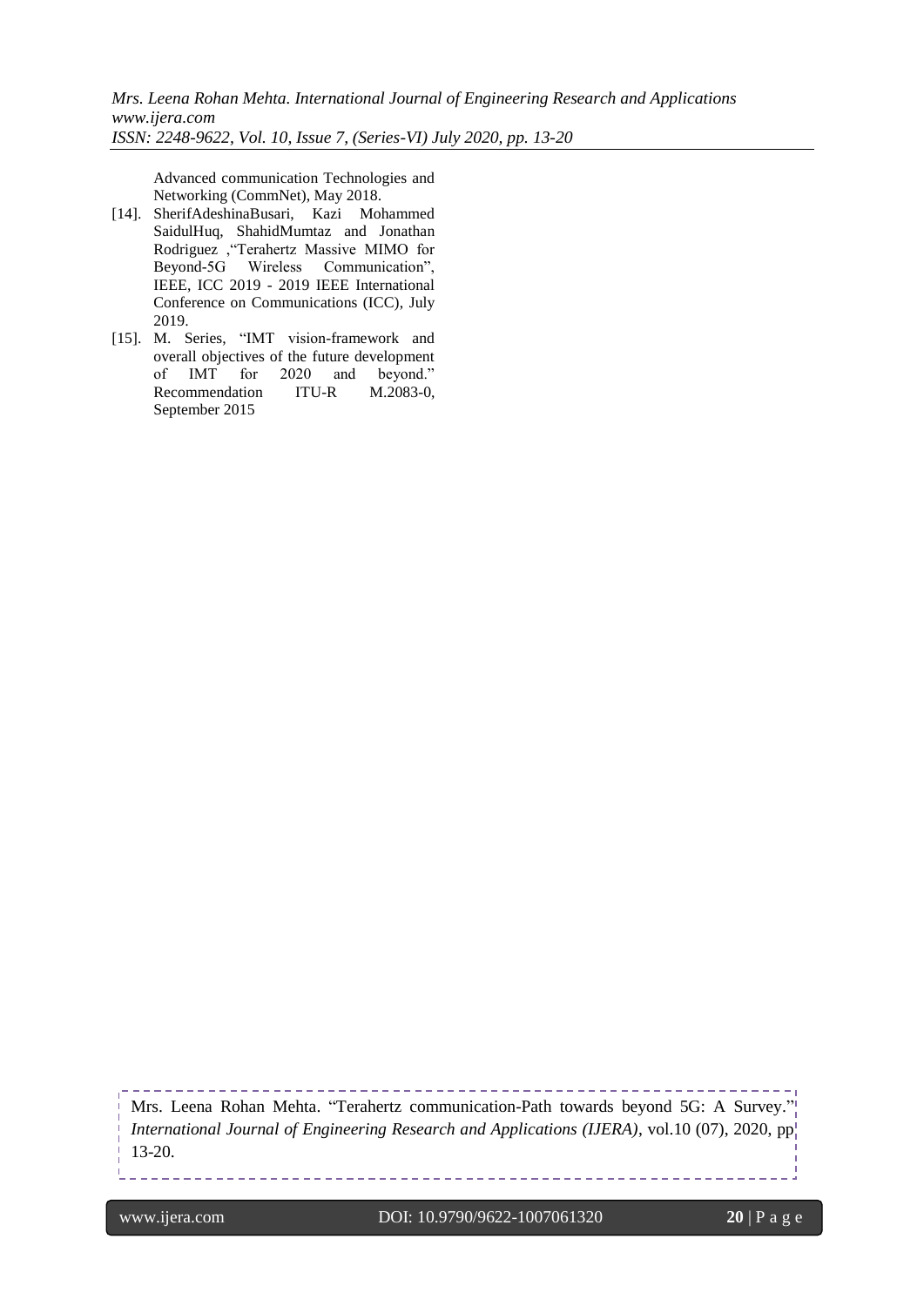Advanced communication Technologies and Networking (CommNet), May 2018.

[14]. SherifAdeshinaBusari, Kazi Mohammed SaidulHuq, ShahidMumtaz and Jonathan Rodriguez ,"Terahertz Massive MIMO for Beyond-5G Wireless Communication", IEEE, ICC 2019 - 2019 IEEE International Conference on Communications (ICC), July 2019.

[15]. M. Series, "IMT vision-framework and overall objectives of the future development of IMT for 2020 and beyond." Recommendation ITU-R M.2083-0, September 2015

Mrs. Leena Rohan Mehta. "Terahertz communication-Path towards beyond 5G: A Survey." *International Journal of Engineering Research and Applications (IJERA)*, vol.10 (07), 2020, pp 13-20.